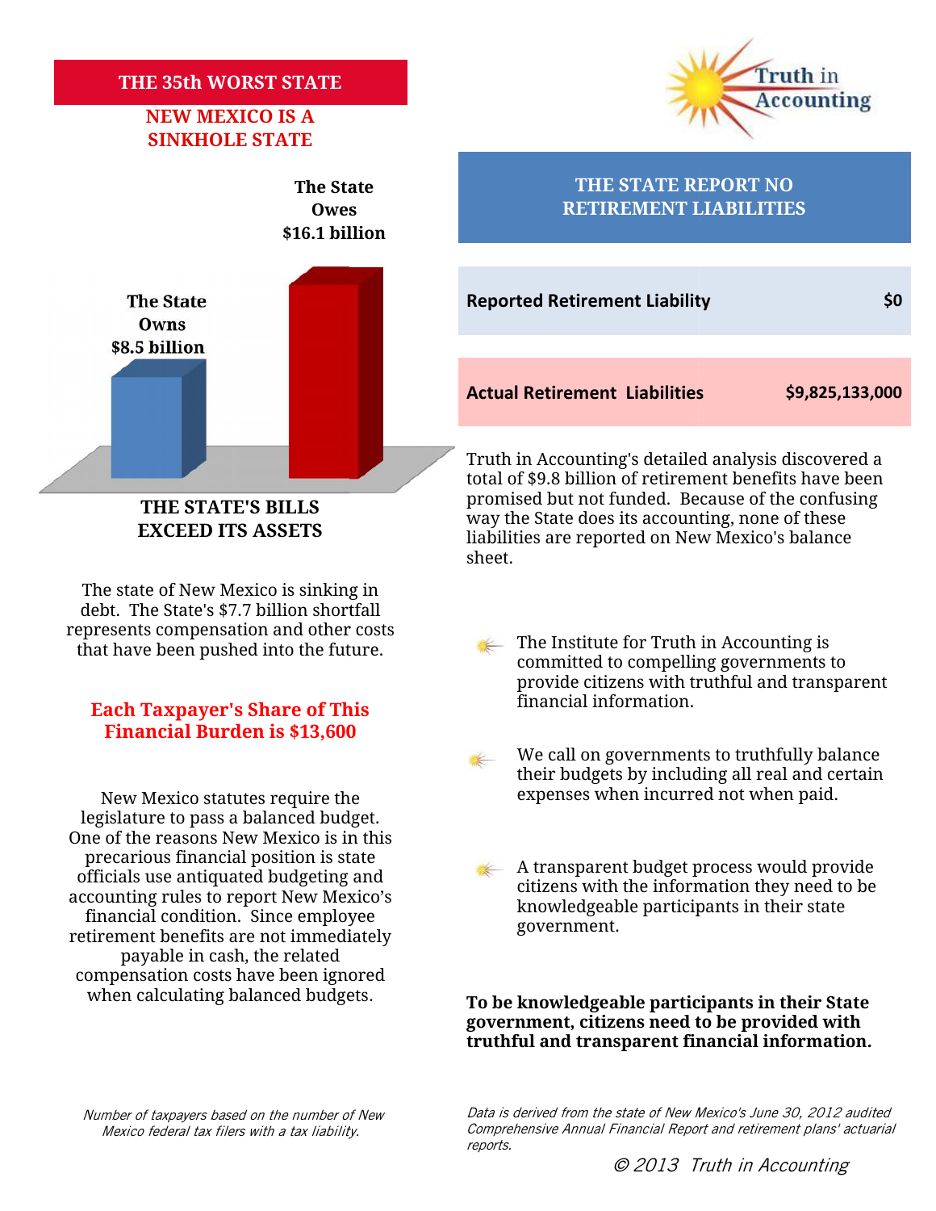## THE 35th WORST STATE

### NEW MEXICO IS A SINKHOLE STATE

**The State Owns $8.5 billion**

**The State Owes $16.1 billion**

**THE STATE'S BILLS EXCEED ITS ASSETS**

The state of New Mexico is sinking in debt. The State's $7.7 billion shortfall represents compensation and other costs that have been pushed into the future.

**Each Taxpayer's Share of This Financial Burden is $13,600**

New Mexico statutes require the legislature to pass a balanced budget. One of the reasons New Mexico is in this precarious financial position is state officials use antiquated budgeting and accounting rules to report New Mexico's financial condition. Since employee retirement benefits are not immediately payable in cash, the related compensation costs have been ignored when calculating balanced budgets.

*Number of taxpayers based on the number of New Mexico federal tax filers with a tax liability.*

Truth in Accounting

## THE STATE REPORT NO RETIREMENT LIABILITIES

| | |
|---|---|
| **Reported Retirement Liability** | **$0** |
| **Actual Retirement Liabilities** | **$9,825,133,000** |

Truth in Accounting's detailed analysis discovered a total of $9.8 billion of retirement benefits have been promised but not funded. Because of the confusing way the State does its accounting, none of these liabilities are reported on New Mexico's balance sheet.

- The Institute for Truth in Accounting is committed to compelling governments to provide citizens with truthful and transparent financial information.
- We call on governments to truthfully balance their budgets by including all real and certain expenses when incurred not when paid.
- A transparent budget process would provide citizens with the information they need to be knowledgeable participants in their state government.

**To be knowledgeable participants in their State government, citizens need to be provided with truthful and transparent financial information.**

*Data is derived from the state of New Mexico's June 30, 2012 audited Comprehensive Annual Financial Report and retirement plans' actuarial reports.*

*© 2013 Truth in Accounting*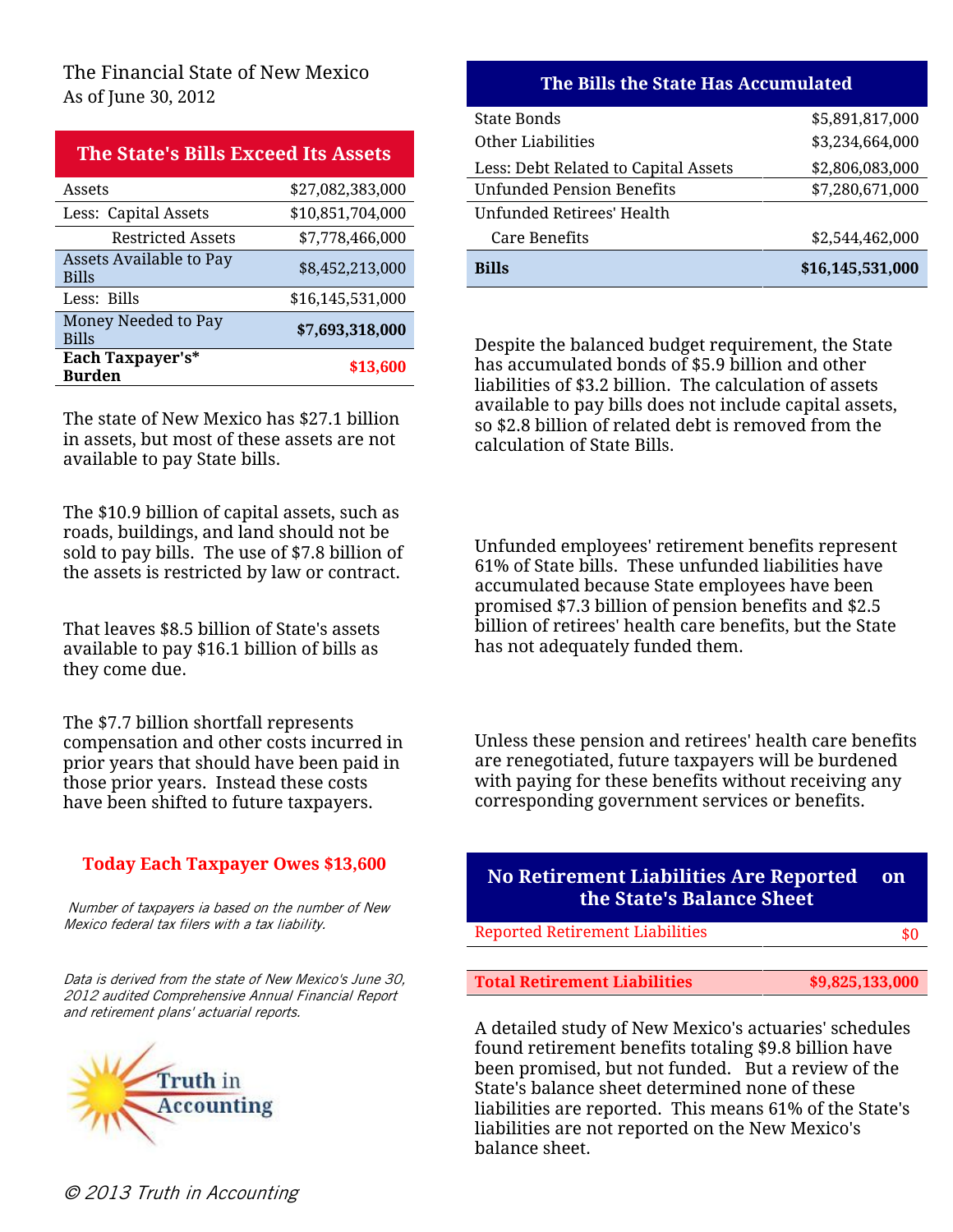The Financial State of New Mexico
As of June 30, 2012

## The State's Bills Exceed Its Assets

| | |
|---|---|
| Assets | $27,082,383,000 |
| Less: Capital Assets | $10,851,704,000 |
| Restricted Assets | $7,778,466,000 |
| Assets Available to Pay Bills | $8,452,213,000 |
| Less: Bills | $16,145,531,000 |
| Money Needed to Pay Bills | **$7,693,318,000** |
| **Each Taxpayer's* Burden** | **$13,600** |

The state of New Mexico has $27.1 billion in assets, but most of these assets are not available to pay State bills.

The $10.9 billion of capital assets, such as roads, buildings, and land should not be sold to pay bills. The use of $7.8 billion of the assets is restricted by law or contract.

That leaves $8.5 billion of State's assets available to pay $16.1 billion of bills as they come due.

The $7.7 billion shortfall represents compensation and other costs incurred in prior years that should have been paid in those prior years. Instead these costs have been shifted to future taxpayers.

**Today Each Taxpayer Owes $13,600**

*Number of taxpayers ia based on the number of New Mexico federal tax filers with a tax liability.*

*Data is derived from the state of New Mexico's June 30, 2012 audited Comprehensive Annual Financial Report and retirement plans' actuarial reports.*

Truth in Accounting

## The Bills the State Has Accumulated

| | |
|---|---|
| State Bonds | $5,891,817,000 |
| Other Liabilities | $3,234,664,000 |
| Less: Debt Related to Capital Assets | $2,806,083,000 |
| Unfunded Pension Benefits | $7,280,671,000 |
| Unfunded Retirees' Health Care Benefits | $2,544,462,000 |
| **Bills** | **$16,145,531,000** |

Despite the balanced budget requirement, the State has accumulated bonds of $5.9 billion and other liabilities of $3.2 billion. The calculation of assets available to pay bills does not include capital assets, so $2.8 billion of related debt is removed from the calculation of State Bills.

Unfunded employees' retirement benefits represent 61% of State bills. These unfunded liabilities have accumulated because State employees have been promised $7.3 billion of pension benefits and $2.5 billion of retirees' health care benefits, but the State has not adequately funded them.

Unless these pension and retirees' health care benefits are renegotiated, future taxpayers will be burdened with paying for these benefits without receiving any corresponding government services or benefits.

## No Retirement Liabilities Are Reported on the State's Balance Sheet

| | |
|---|---|
| Reported Retirement Liabilities | $0 |
| **Total Retirement Liabilities** | **$9,825,133,000** |

A detailed study of New Mexico's actuaries' schedules found retirement benefits totaling $9.8 billion have been promised, but not funded. But a review of the State's balance sheet determined none of these liabilities are reported. This means 61% of the State's liabilities are not reported on the New Mexico's balance sheet.

© 2013 Truth in Accounting